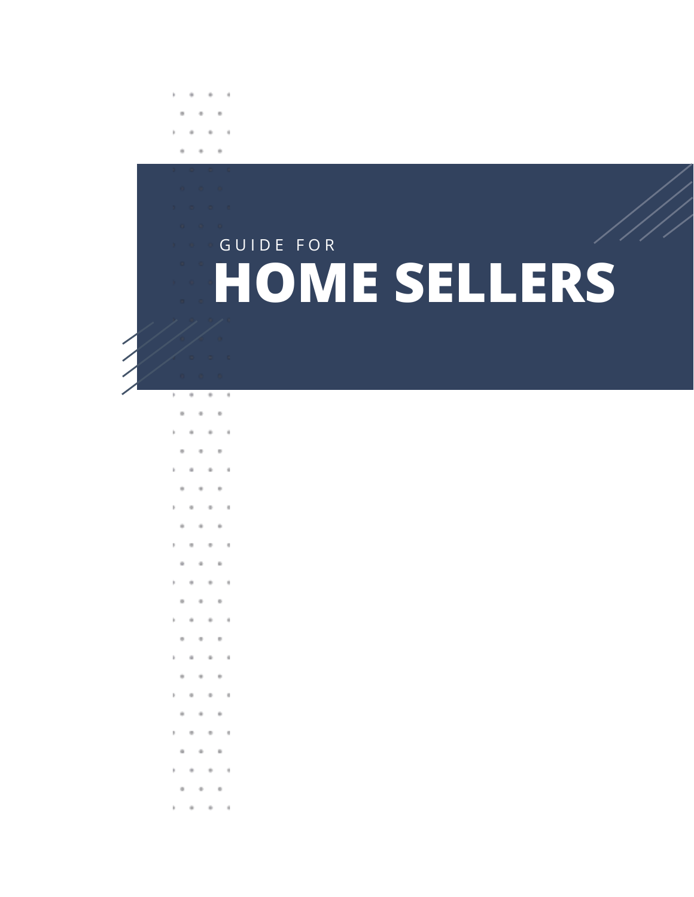GUIDE FOR

# HOME SELLERS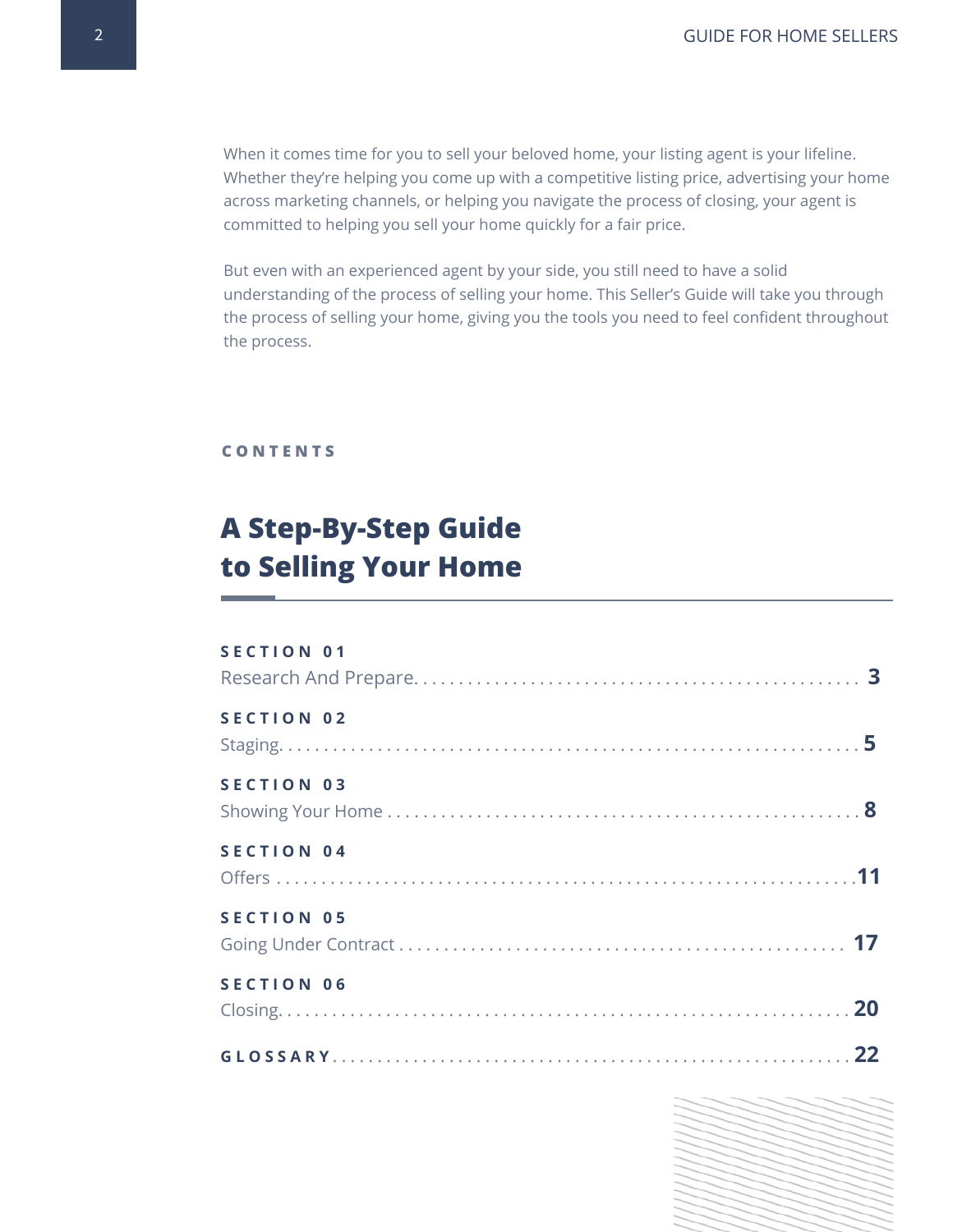When it comes time for you to sell your beloved home, your listing agent is your lifeline. Whether they're helping you come up with a competitive listing price, advertising your home across marketing channels, or helping you navigate the process of closing, your agent is committed to helping you sell your home quickly for a fair price.

But even with an experienced agent by your side, you still need to have a solid understanding of the process of selling your home. This Seller's Guide will take you through the process of selling your home, giving you the tools you need to feel confident throughout the process.

**CONTENTS**

## A Step-By-Step Guide to Selling Your Home

**SECTION 01**
Research And Prepare . . . . . . . . . . **3**

**SECTION 02**
Staging . . . . . . . . . . **5**

**SECTION 03**
Showing Your Home . . . . . . . . . . **8**

**SECTION 04**
Offers . . . . . . . . . . **11**

**SECTION 05**
Going Under Contract . . . . . . . . . . **17**

**SECTION 06**
Closing . . . . . . . . . . **20**

**GLOSSARY** . . . . . . . . . . **22**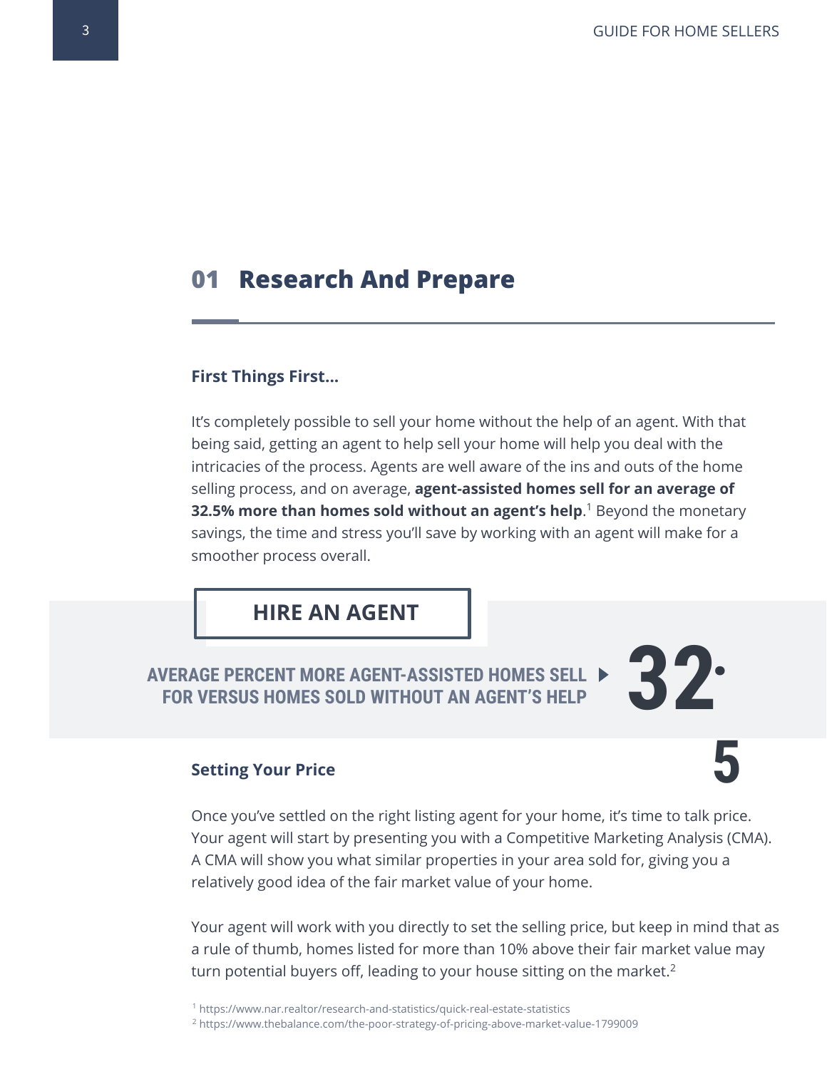## 01 Research And Prepare

### First Things First...

It's completely possible to sell your home without the help of an agent. With that being said, getting an agent to help sell your home will help you deal with the intricacies of the process. Agents are well aware of the ins and outs of the home selling process, and on average, **agent-assisted homes sell for an average of 32.5% more than homes sold without an agent's help**.[1] Beyond the monetary savings, the time and stress you'll save by working with an agent will make for a smoother process overall.

**HIRE AN AGENT**

**AVERAGE PERCENT MORE AGENT-ASSISTED HOMES SELL FOR VERSUS HOMES SOLD WITHOUT AN AGENT'S HELP ▶ 32.5**

### Setting Your Price

Once you've settled on the right listing agent for your home, it's time to talk price. Your agent will start by presenting you with a Competitive Marketing Analysis (CMA). A CMA will show you what similar properties in your area sold for, giving you a relatively good idea of the fair market value of your home.

Your agent will work with you directly to set the selling price, but keep in mind that as a rule of thumb, homes listed for more than 10% above their fair market value may turn potential buyers off, leading to your house sitting on the market.[2]

[1] https://www.nar.realtor/research-and-statistics/quick-real-estate-statistics
[2] https://www.thebalance.com/the-poor-strategy-of-pricing-above-market-value-1799009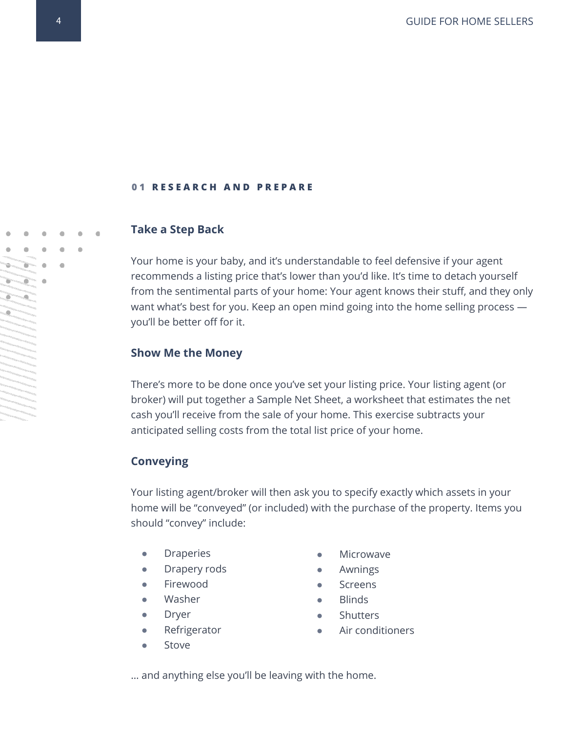## 01 RESEARCH AND PREPARE

### Take a Step Back

Your home is your baby, and it's understandable to feel defensive if your agent recommends a listing price that's lower than you'd like. It's time to detach yourself from the sentimental parts of your home: Your agent knows their stuff, and they only want what's best for you. Keep an open mind going into the home selling process — you'll be better off for it.

### Show Me the Money

There's more to be done once you've set your listing price. Your listing agent (or broker) will put together a Sample Net Sheet, a worksheet that estimates the net cash you'll receive from the sale of your home. This exercise subtracts your anticipated selling costs from the total list price of your home.

### Conveying

Your listing agent/broker will then ask you to specify exactly which assets in your home will be "conveyed" (or included) with the purchase of the property. Items you should "convey" include:

- Draperies
- Drapery rods
- Firewood
- Washer
- Dryer
- Refrigerator
- Stove
- Microwave
- Awnings
- Screens
- Blinds
- Shutters
- Air conditioners

... and anything else you'll be leaving with the home.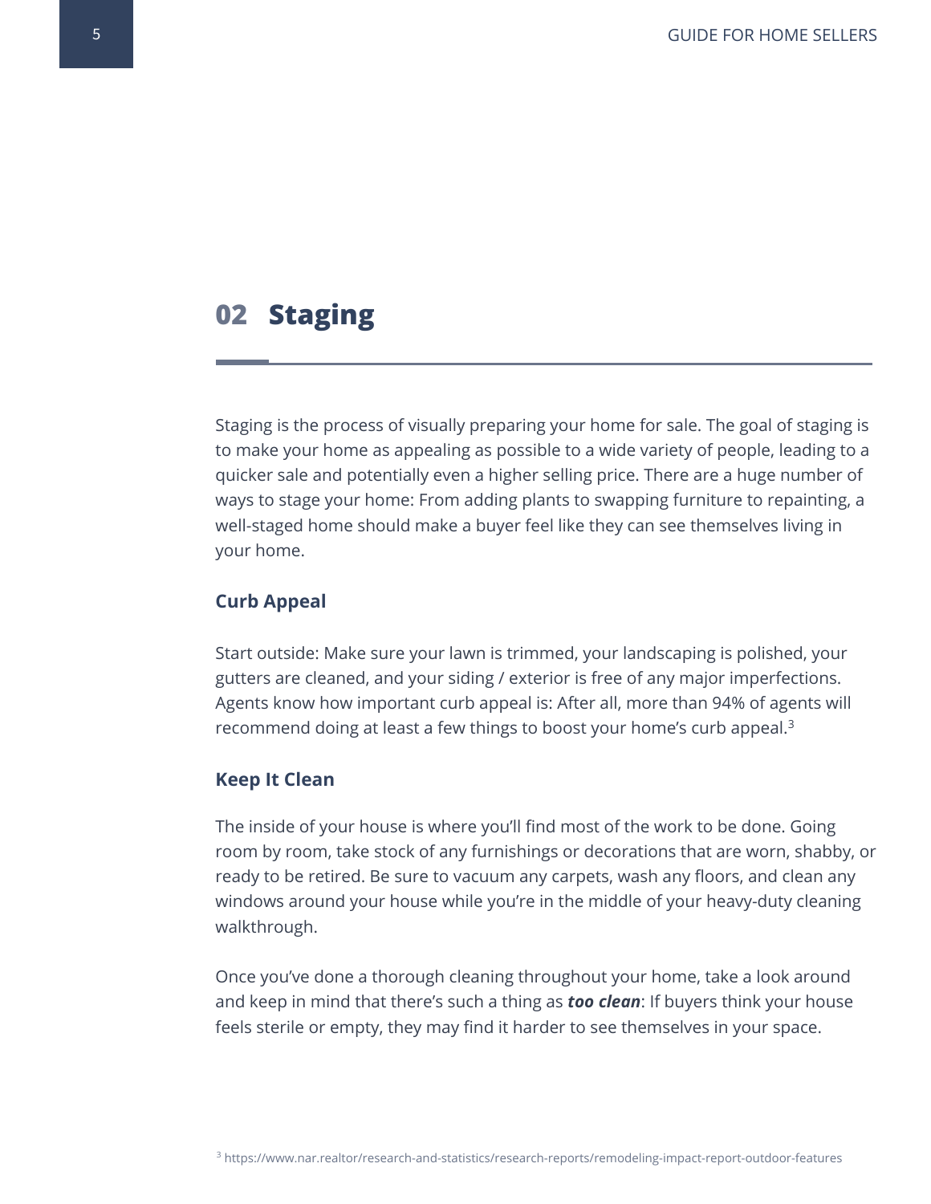## 02 Staging

Staging is the process of visually preparing your home for sale. The goal of staging is to make your home as appealing as possible to a wide variety of people, leading to a quicker sale and potentially even a higher selling price. There are a huge number of ways to stage your home: From adding plants to swapping furniture to repainting, a well-staged home should make a buyer feel like they can see themselves living in your home.

### Curb Appeal

Start outside: Make sure your lawn is trimmed, your landscaping is polished, your gutters are cleaned, and your siding / exterior is free of any major imperfections. Agents know how important curb appeal is: After all, more than 94% of agents will recommend doing at least a few things to boost your home's curb appeal.[3]

### Keep It Clean

The inside of your house is where you'll find most of the work to be done. Going room by room, take stock of any furnishings or decorations that are worn, shabby, or ready to be retired. Be sure to vacuum any carpets, wash any floors, and clean any windows around your house while you're in the middle of your heavy-duty cleaning walkthrough.

Once you've done a thorough cleaning throughout your home, take a look around and keep in mind that there's such a thing as ***too clean***: If buyers think your house feels sterile or empty, they may find it harder to see themselves in your space.

[3] https://www.nar.realtor/research-and-statistics/research-reports/remodeling-impact-report-outdoor-features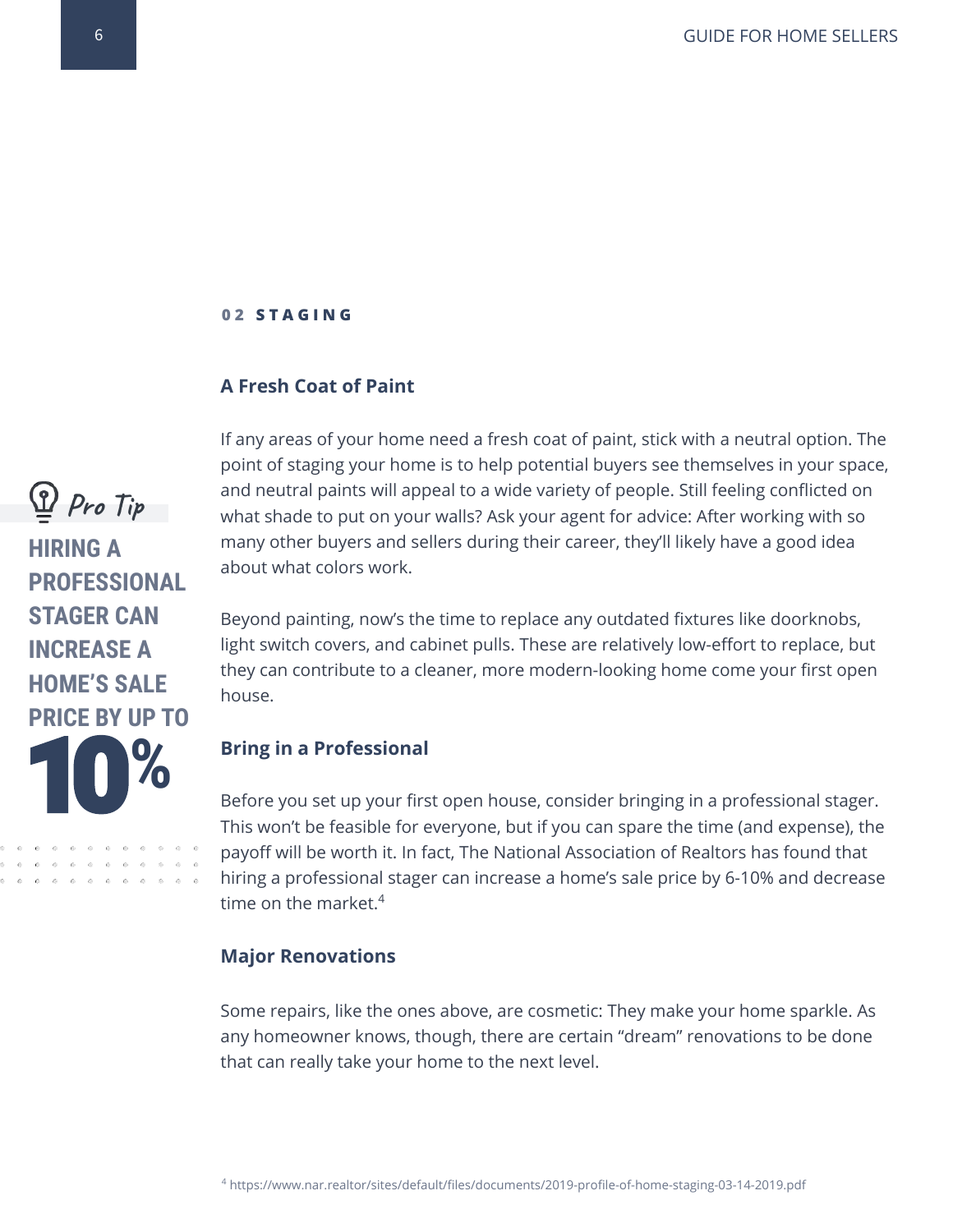## 02 STAGING

### A Fresh Coat of Paint

If any areas of your home need a fresh coat of paint, stick with a neutral option. The point of staging your home is to help potential buyers see themselves in your space, and neutral paints will appeal to a wide variety of people. Still feeling conflicted on what shade to put on your walls? Ask your agent for advice: After working with so many other buyers and sellers during their career, they'll likely have a good idea about what colors work.

Beyond painting, now's the time to replace any outdated fixtures like doorknobs, light switch covers, and cabinet pulls. These are relatively low-effort to replace, but they can contribute to a cleaner, more modern-looking home come your first open house.

> **Pro Tip**
>
> **HIRING A PROFESSIONAL STAGER CAN INCREASE A HOME'S SALE PRICE BY UP TO 10%**

### Bring in a Professional

Before you set up your first open house, consider bringing in a professional stager. This won't be feasible for everyone, but if you can spare the time (and expense), the payoff will be worth it. In fact, The National Association of Realtors has found that hiring a professional stager can increase a home's sale price by 6-10% and decrease time on the market.[4]

### Major Renovations

Some repairs, like the ones above, are cosmetic: They make your home sparkle. As any homeowner knows, though, there are certain "dream" renovations to be done that can really take your home to the next level.

[4] https://www.nar.realtor/sites/default/files/documents/2019-profile-of-home-staging-03-14-2019.pdf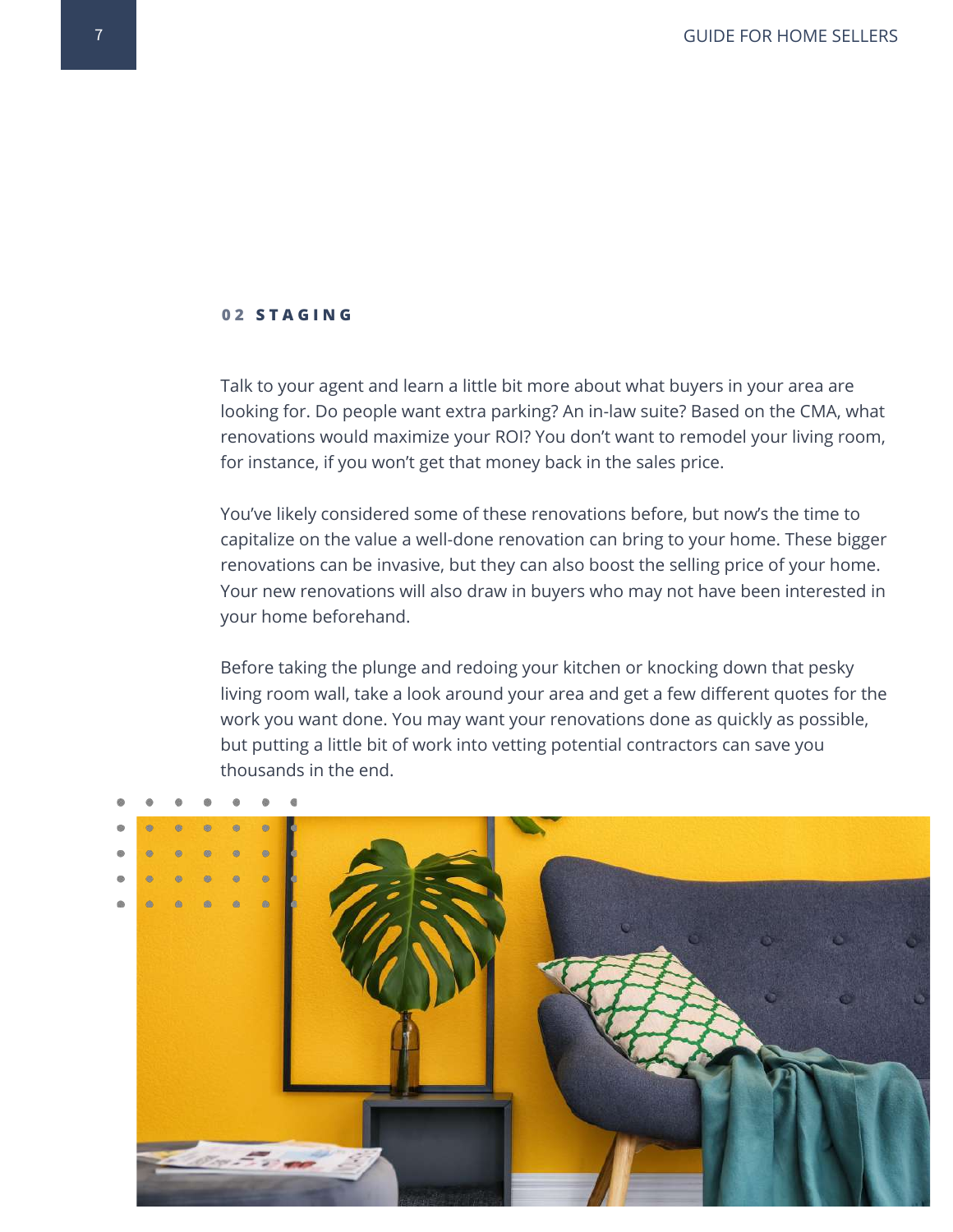## 02 STAGING

Talk to your agent and learn a little bit more about what buyers in your area are looking for. Do people want extra parking? An in-law suite? Based on the CMA, what renovations would maximize your ROI? You don't want to remodel your living room, for instance, if you won't get that money back in the sales price.

You've likely considered some of these renovations before, but now's the time to capitalize on the value a well-done renovation can bring to your home. These bigger renovations can be invasive, but they can also boost the selling price of your home. Your new renovations will also draw in buyers who may not have been interested in your home beforehand.

Before taking the plunge and redoing your kitchen or knocking down that pesky living room wall, take a look around your area and get a few different quotes for the work you want done. You may want your renovations done as quickly as possible, but putting a little bit of work into vetting potential contractors can save you thousands in the end.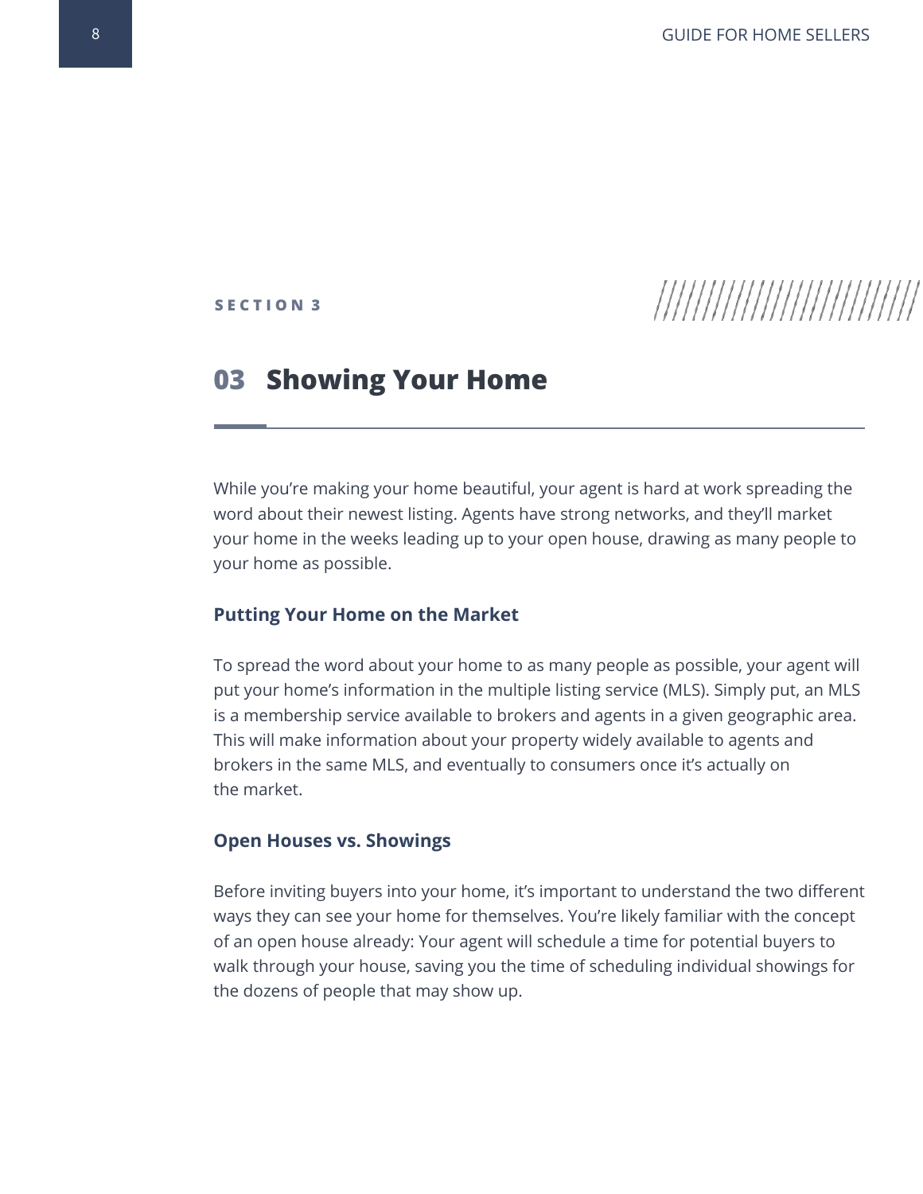SECTION 3

# 03 Showing Your Home

While you're making your home beautiful, your agent is hard at work spreading the word about their newest listing. Agents have strong networks, and they'll market your home in the weeks leading up to your open house, drawing as many people to your home as possible.

## Putting Your Home on the Market

To spread the word about your home to as many people as possible, your agent will put your home's information in the multiple listing service (MLS). Simply put, an MLS is a membership service available to brokers and agents in a given geographic area. This will make information about your property widely available to agents and brokers in the same MLS, and eventually to consumers once it's actually on the market.

## Open Houses vs. Showings

Before inviting buyers into your home, it's important to understand the two different ways they can see your home for themselves. You're likely familiar with the concept of an open house already: Your agent will schedule a time for potential buyers to walk through your house, saving you the time of scheduling individual showings for the dozens of people that may show up.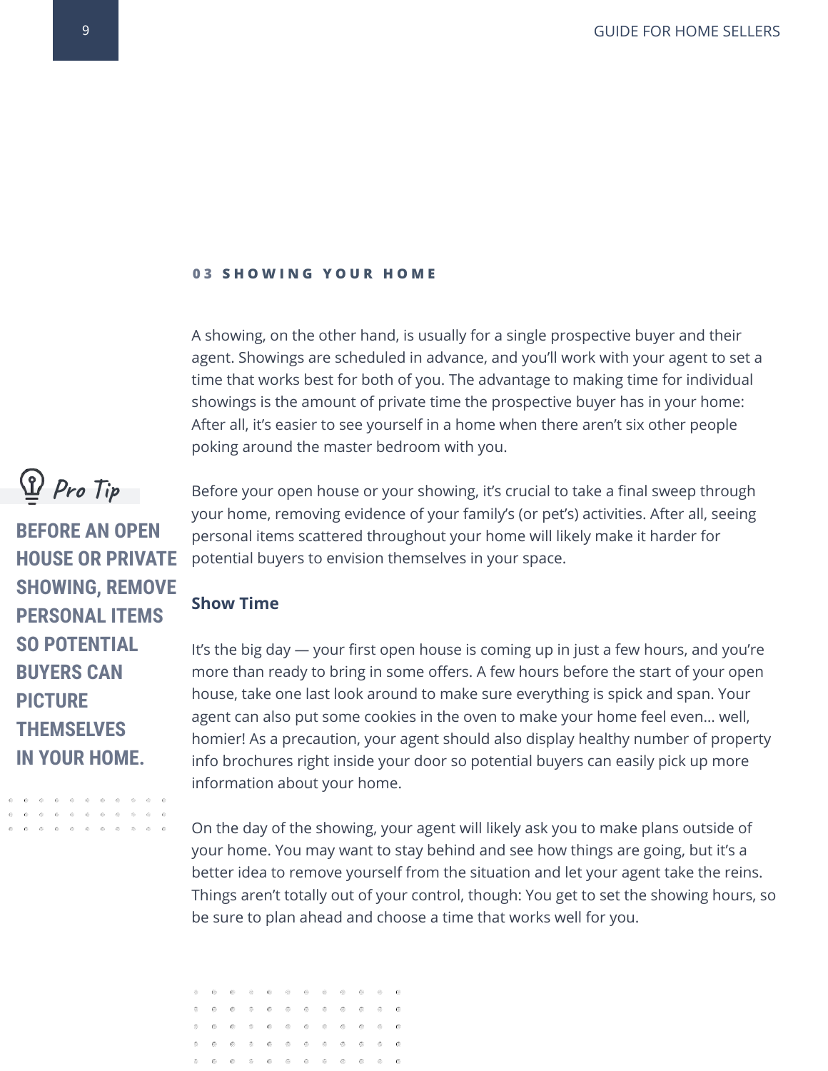## 03 SHOWING YOUR HOME

A showing, on the other hand, is usually for a single prospective buyer and their agent. Showings are scheduled in advance, and you'll work with your agent to set a time that works best for both of you. The advantage to making time for individual showings is the amount of private time the prospective buyer has in your home: After all, it's easier to see yourself in a home when there aren't six other people poking around the master bedroom with you.

Before your open house or your showing, it's crucial to take a final sweep through your home, removing evidence of your family's (or pet's) activities. After all, seeing personal items scattered throughout your home will likely make it harder for potential buyers to envision themselves in your space.

**Pro Tip**

**BEFORE AN OPEN HOUSE OR PRIVATE SHOWING, REMOVE PERSONAL ITEMS SO POTENTIAL BUYERS CAN PICTURE THEMSELVES IN YOUR HOME.**

### Show Time

It's the big day — your first open house is coming up in just a few hours, and you're more than ready to bring in some offers. A few hours before the start of your open house, take one last look around to make sure everything is spick and span. Your agent can also put some cookies in the oven to make your home feel even... well, homier! As a precaution, your agent should also display healthy number of property info brochures right inside your door so potential buyers can easily pick up more information about your home.

On the day of the showing, your agent will likely ask you to make plans outside of your home. You may want to stay behind and see how things are going, but it's a better idea to remove yourself from the situation and let your agent take the reins. Things aren't totally out of your control, though: You get to set the showing hours, so be sure to plan ahead and choose a time that works well for you.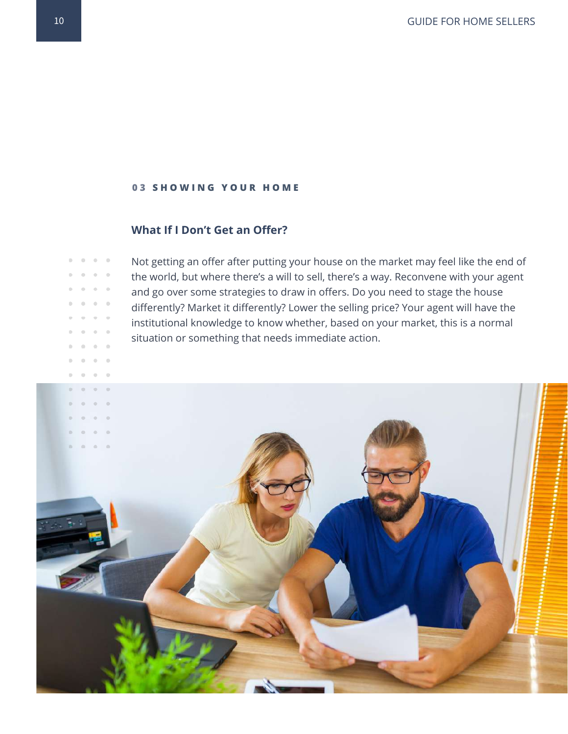**03 SHOWING YOUR HOME**

## What If I Don't Get an Offer?

Not getting an offer after putting your house on the market may feel like the end of the world, but where there's a will to sell, there's a way. Reconvene with your agent and go over some strategies to draw in offers. Do you need to stage the house differently? Market it differently? Lower the selling price? Your agent will have the institutional knowledge to know whether, based on your market, this is a normal situation or something that needs immediate action.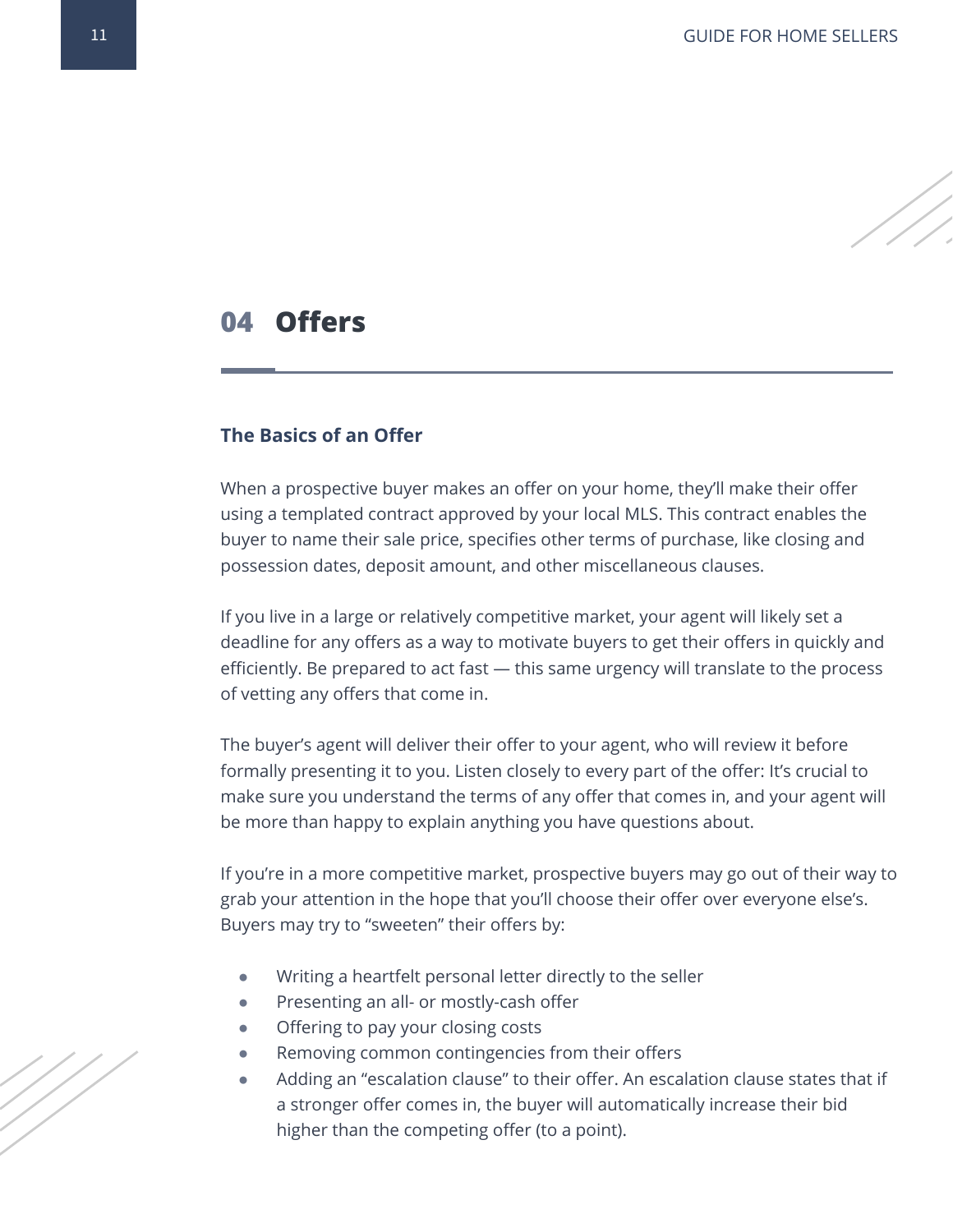# 04 Offers

## The Basics of an Offer

When a prospective buyer makes an offer on your home, they'll make their offer using a templated contract approved by your local MLS. This contract enables the buyer to name their sale price, specifies other terms of purchase, like closing and possession dates, deposit amount, and other miscellaneous clauses.

If you live in a large or relatively competitive market, your agent will likely set a deadline for any offers as a way to motivate buyers to get their offers in quickly and efficiently. Be prepared to act fast — this same urgency will translate to the process of vetting any offers that come in.

The buyer's agent will deliver their offer to your agent, who will review it before formally presenting it to you. Listen closely to every part of the offer: It's crucial to make sure you understand the terms of any offer that comes in, and your agent will be more than happy to explain anything you have questions about.

If you're in a more competitive market, prospective buyers may go out of their way to grab your attention in the hope that you'll choose their offer over everyone else's. Buyers may try to "sweeten" their offers by:

- Writing a heartfelt personal letter directly to the seller
- Presenting an all- or mostly-cash offer
- Offering to pay your closing costs
- Removing common contingencies from their offers
- Adding an "escalation clause" to their offer. An escalation clause states that if a stronger offer comes in, the buyer will automatically increase their bid higher than the competing offer (to a point).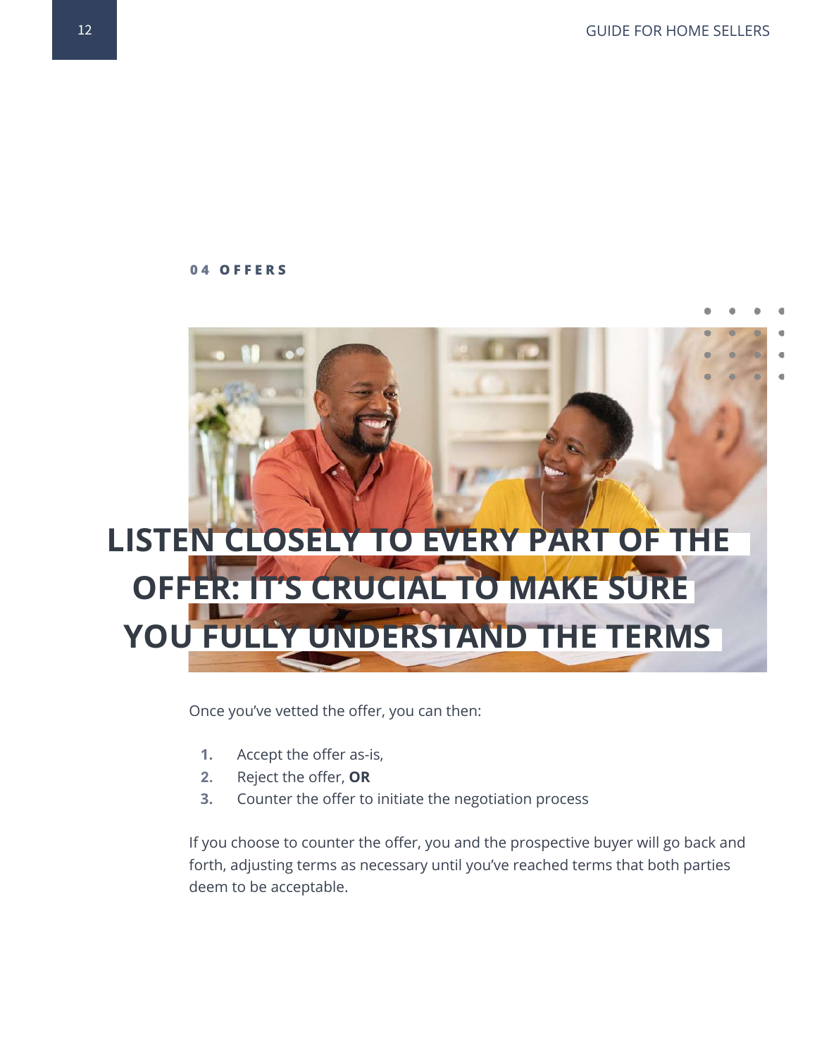**04 OFFERS**

# LISTEN CLOSELY TO EVERY PART OF THE OFFER: IT'S CRUCIAL TO MAKE SURE YOU FULLY UNDERSTAND THE TERMS

Once you've vetted the offer, you can then:

1. Accept the offer as-is,
2. Reject the offer, **OR**
3. Counter the offer to initiate the negotiation process

If you choose to counter the offer, you and the prospective buyer will go back and forth, adjusting terms as necessary until you've reached terms that both parties deem to be acceptable.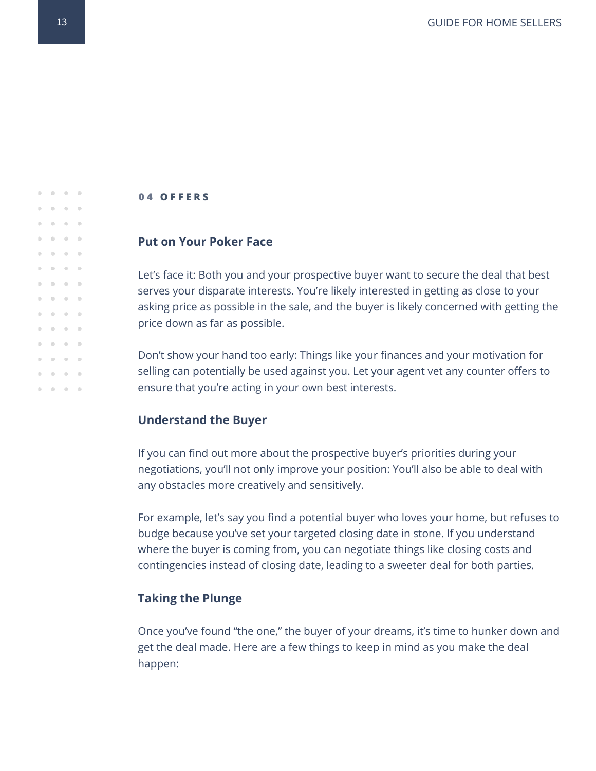**04 OFFERS**

## Put on Your Poker Face

Let's face it: Both you and your prospective buyer want to secure the deal that best serves your disparate interests. You're likely interested in getting as close to your asking price as possible in the sale, and the buyer is likely concerned with getting the price down as far as possible.

Don't show your hand too early: Things like your finances and your motivation for selling can potentially be used against you. Let your agent vet any counter offers to ensure that you're acting in your own best interests.

## Understand the Buyer

If you can find out more about the prospective buyer's priorities during your negotiations, you'll not only improve your position: You'll also be able to deal with any obstacles more creatively and sensitively.

For example, let's say you find a potential buyer who loves your home, but refuses to budge because you've set your targeted closing date in stone. If you understand where the buyer is coming from, you can negotiate things like closing costs and contingencies instead of closing date, leading to a sweeter deal for both parties.

## Taking the Plunge

Once you've found "the one," the buyer of your dreams, it's time to hunker down and get the deal made. Here are a few things to keep in mind as you make the deal happen: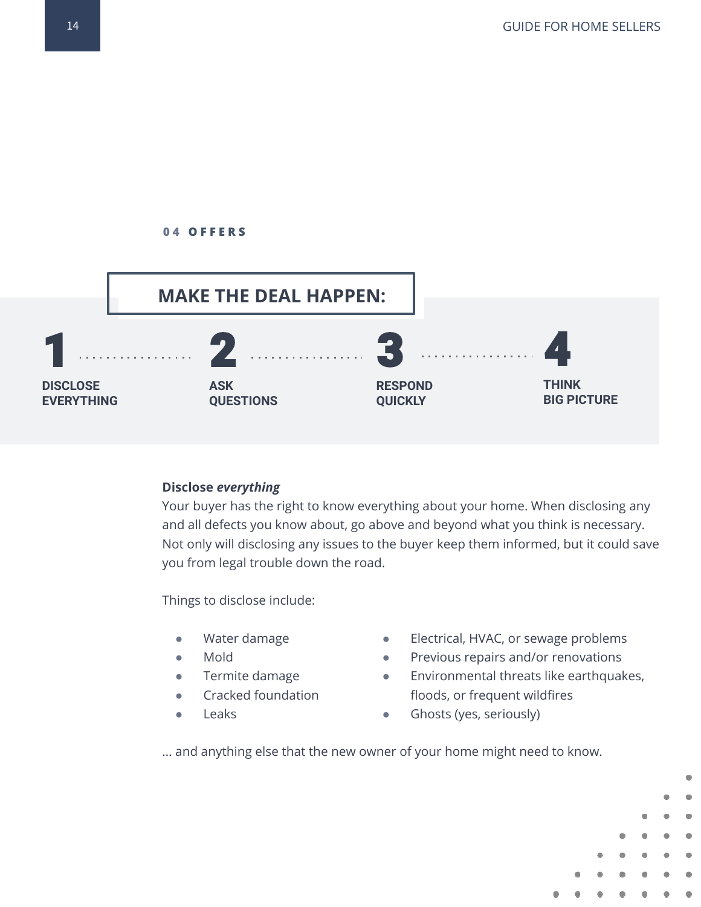**04 OFFERS**

## MAKE THE DEAL HAPPEN:

1. **DISCLOSE EVERYTHING**
2. **ASK QUESTIONS**
3. **RESPOND QUICKLY**
4. **THINK BIG PICTURE**

**Disclose *everything***

Your buyer has the right to know everything about your home. When disclosing any and all defects you know about, go above and beyond what you think is necessary. Not only will disclosing any issues to the buyer keep them informed, but it could save you from legal trouble down the road.

Things to disclose include:

- Water damage
- Mold
- Termite damage
- Cracked foundation
- Leaks
- Electrical, HVAC, or sewage problems
- Previous repairs and/or renovations
- Environmental threats like earthquakes, floods, or frequent wildfires
- Ghosts (yes, seriously)

... and anything else that the new owner of your home might need to know.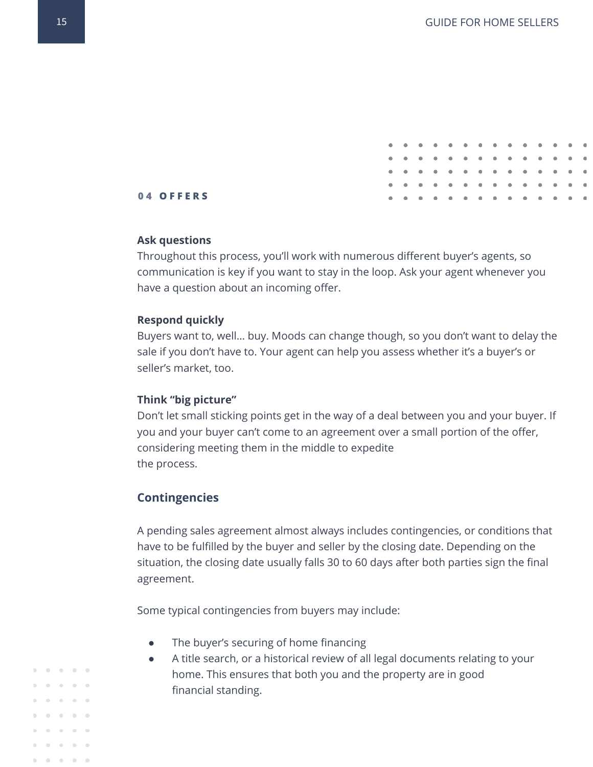## 04 OFFERS

**Ask questions**
Throughout this process, you'll work with numerous different buyer's agents, so communication is key if you want to stay in the loop. Ask your agent whenever you have a question about an incoming offer.

**Respond quickly**
Buyers want to, well… buy. Moods can change though, so you don't want to delay the sale if you don't have to. Your agent can help you assess whether it's a buyer's or seller's market, too.

**Think "big picture"**
Don't let small sticking points get in the way of a deal between you and your buyer. If you and your buyer can't come to an agreement over a small portion of the offer, considering meeting them in the middle to expedite the process.

### Contingencies

A pending sales agreement almost always includes contingencies, or conditions that have to be fulfilled by the buyer and seller by the closing date. Depending on the situation, the closing date usually falls 30 to 60 days after both parties sign the final agreement.

Some typical contingencies from buyers may include:

- The buyer's securing of home financing
- A title search, or a historical review of all legal documents relating to your home. This ensures that both you and the property are in good financial standing.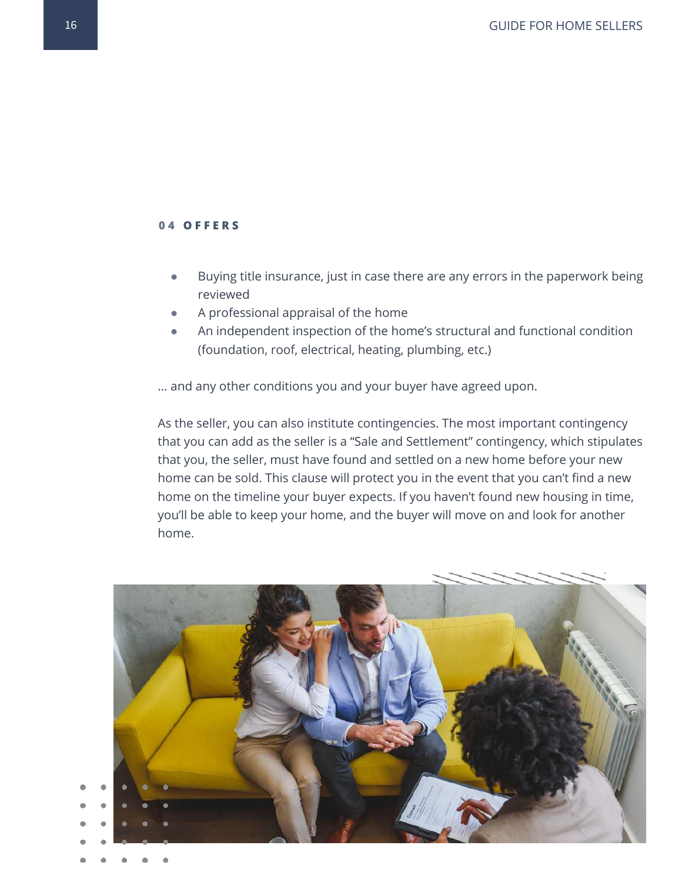**04 OFFERS**

- Buying title insurance, just in case there are any errors in the paperwork being reviewed
- A professional appraisal of the home
- An independent inspection of the home's structural and functional condition (foundation, roof, electrical, heating, plumbing, etc.)

... and any other conditions you and your buyer have agreed upon.

As the seller, you can also institute contingencies. The most important contingency that you can add as the seller is a "Sale and Settlement" contingency, which stipulates that you, the seller, must have found and settled on a new home before your new home can be sold. This clause will protect you in the event that you can't find a new home on the timeline your buyer expects. If you haven't found new housing in time, you'll be able to keep your home, and the buyer will move on and look for another home.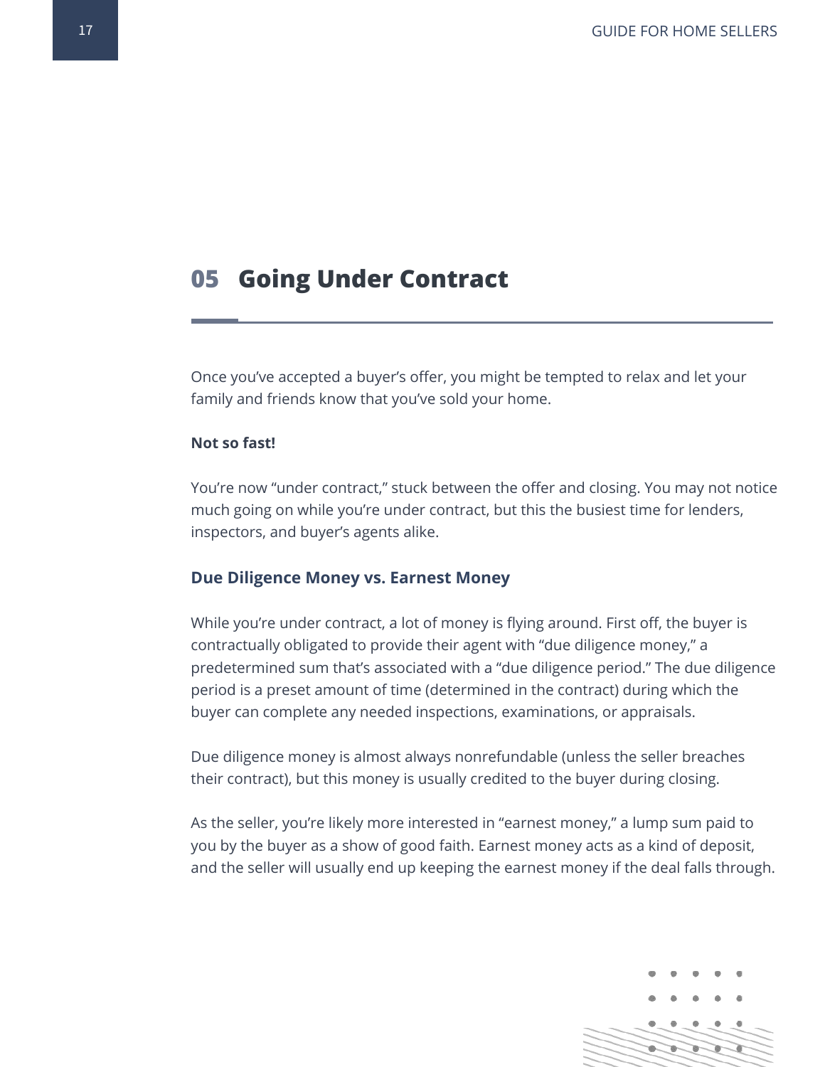## 05 Going Under Contract

Once you've accepted a buyer's offer, you might be tempted to relax and let your family and friends know that you've sold your home.

**Not so fast!**

You're now "under contract," stuck between the offer and closing. You may not notice much going on while you're under contract, but this the busiest time for lenders, inspectors, and buyer's agents alike.

### Due Diligence Money vs. Earnest Money

While you're under contract, a lot of money is flying around. First off, the buyer is contractually obligated to provide their agent with "due diligence money," a predetermined sum that's associated with a "due diligence period." The due diligence period is a preset amount of time (determined in the contract) during which the buyer can complete any needed inspections, examinations, or appraisals.

Due diligence money is almost always nonrefundable (unless the seller breaches their contract), but this money is usually credited to the buyer during closing.

As the seller, you're likely more interested in "earnest money," a lump sum paid to you by the buyer as a show of good faith. Earnest money acts as a kind of deposit, and the seller will usually end up keeping the earnest money if the deal falls through.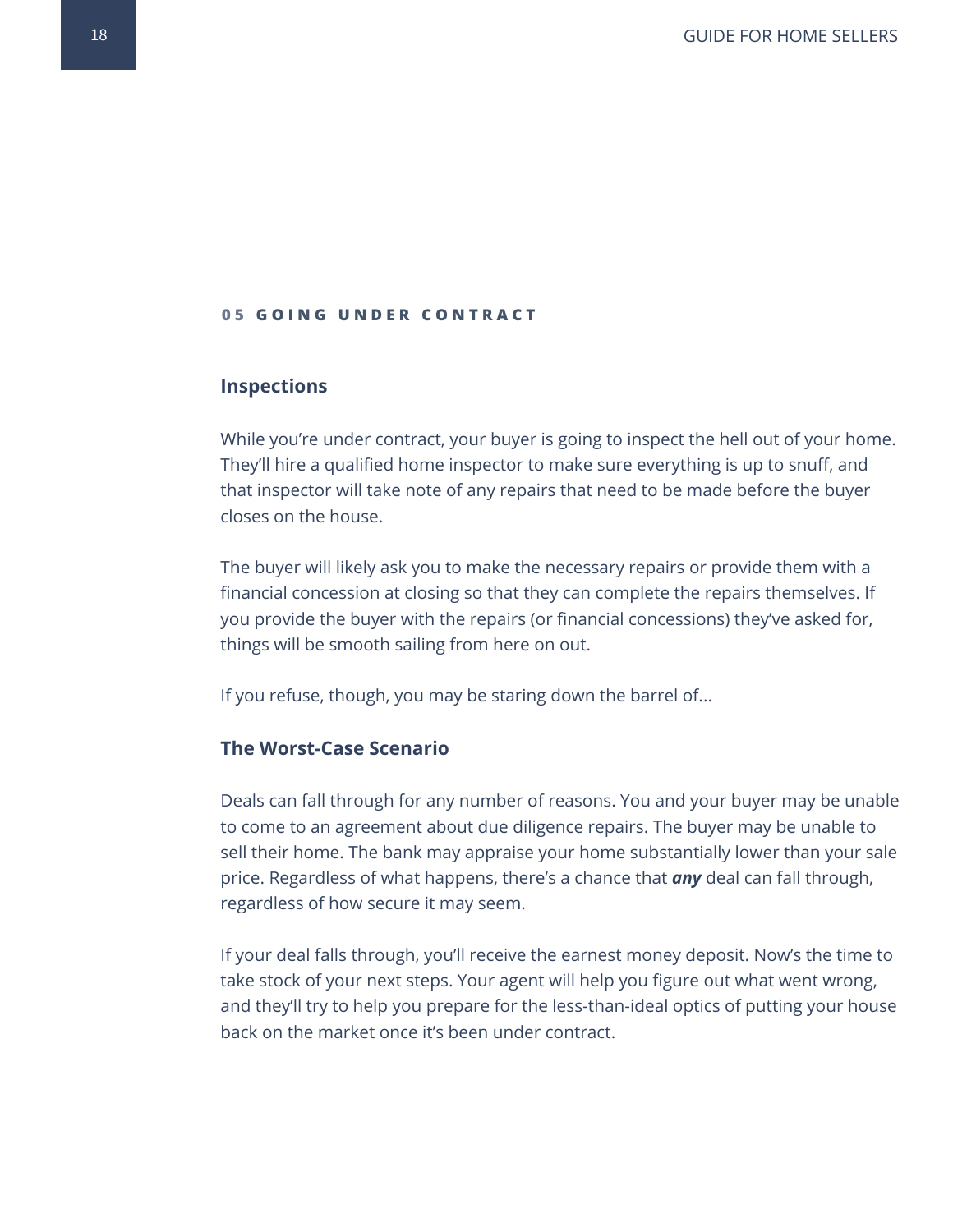## 05 GOING UNDER CONTRACT

### Inspections

While you're under contract, your buyer is going to inspect the hell out of your home. They'll hire a qualified home inspector to make sure everything is up to snuff, and that inspector will take note of any repairs that need to be made before the buyer closes on the house.

The buyer will likely ask you to make the necessary repairs or provide them with a financial concession at closing so that they can complete the repairs themselves. If you provide the buyer with the repairs (or financial concessions) they've asked for, things will be smooth sailing from here on out.

If you refuse, though, you may be staring down the barrel of...

### The Worst-Case Scenario

Deals can fall through for any number of reasons. You and your buyer may be unable to come to an agreement about due diligence repairs. The buyer may be unable to sell their home. The bank may appraise your home substantially lower than your sale price. Regardless of what happens, there's a chance that ***any*** deal can fall through, regardless of how secure it may seem.

If your deal falls through, you'll receive the earnest money deposit. Now's the time to take stock of your next steps. Your agent will help you figure out what went wrong, and they'll try to help you prepare for the less-than-ideal optics of putting your house back on the market once it's been under contract.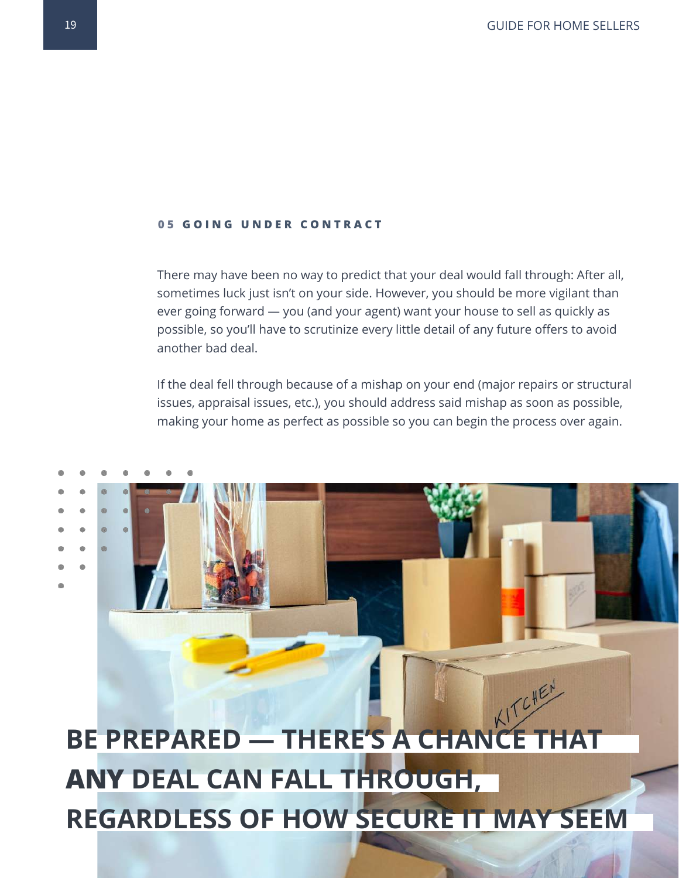## 05 GOING UNDER CONTRACT

There may have been no way to predict that your deal would fall through: After all, sometimes luck just isn't on your side. However, you should be more vigilant than ever going forward — you (and your agent) want your house to sell as quickly as possible, so you'll have to scrutinize every little detail of any future offers to avoid another bad deal.

If the deal fell through because of a mishap on your end (major repairs or structural issues, appraisal issues, etc.), you should address said mishap as soon as possible, making your home as perfect as possible so you can begin the process over again.

**BE PREPARED — THERE'S A CHANCE THAT ANY DEAL CAN FALL THROUGH, REGARDLESS OF HOW SECURE IT MAY SEEM**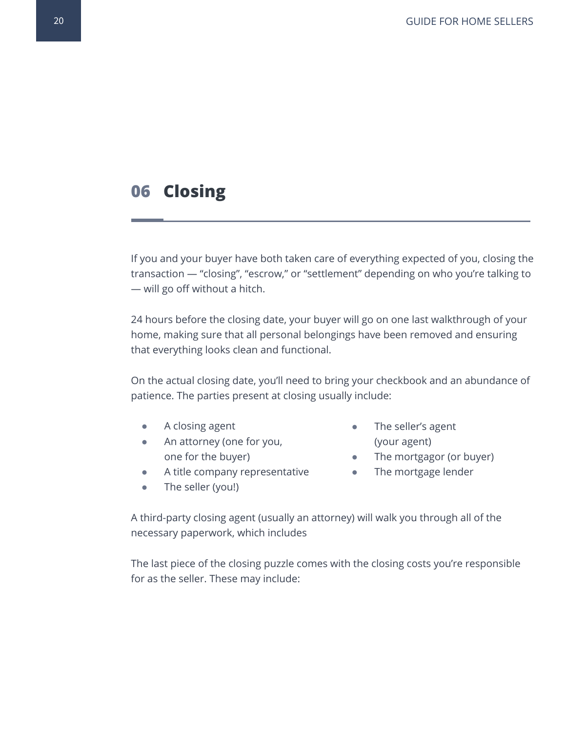## 06 Closing

If you and your buyer have both taken care of everything expected of you, closing the transaction — "closing", "escrow," or "settlement" depending on who you're talking to — will go off without a hitch.

24 hours before the closing date, your buyer will go on one last walkthrough of your home, making sure that all personal belongings have been removed and ensuring that everything looks clean and functional.

On the actual closing date, you'll need to bring your checkbook and an abundance of patience. The parties present at closing usually include:

- A closing agent
- An attorney (one for you, one for the buyer)
- A title company representative
- The seller (you!)
- The seller's agent (your agent)
- The mortgagor (or buyer)
- The mortgage lender

A third-party closing agent (usually an attorney) will walk you through all of the necessary paperwork, which includes

The last piece of the closing puzzle comes with the closing costs you're responsible for as the seller. These may include: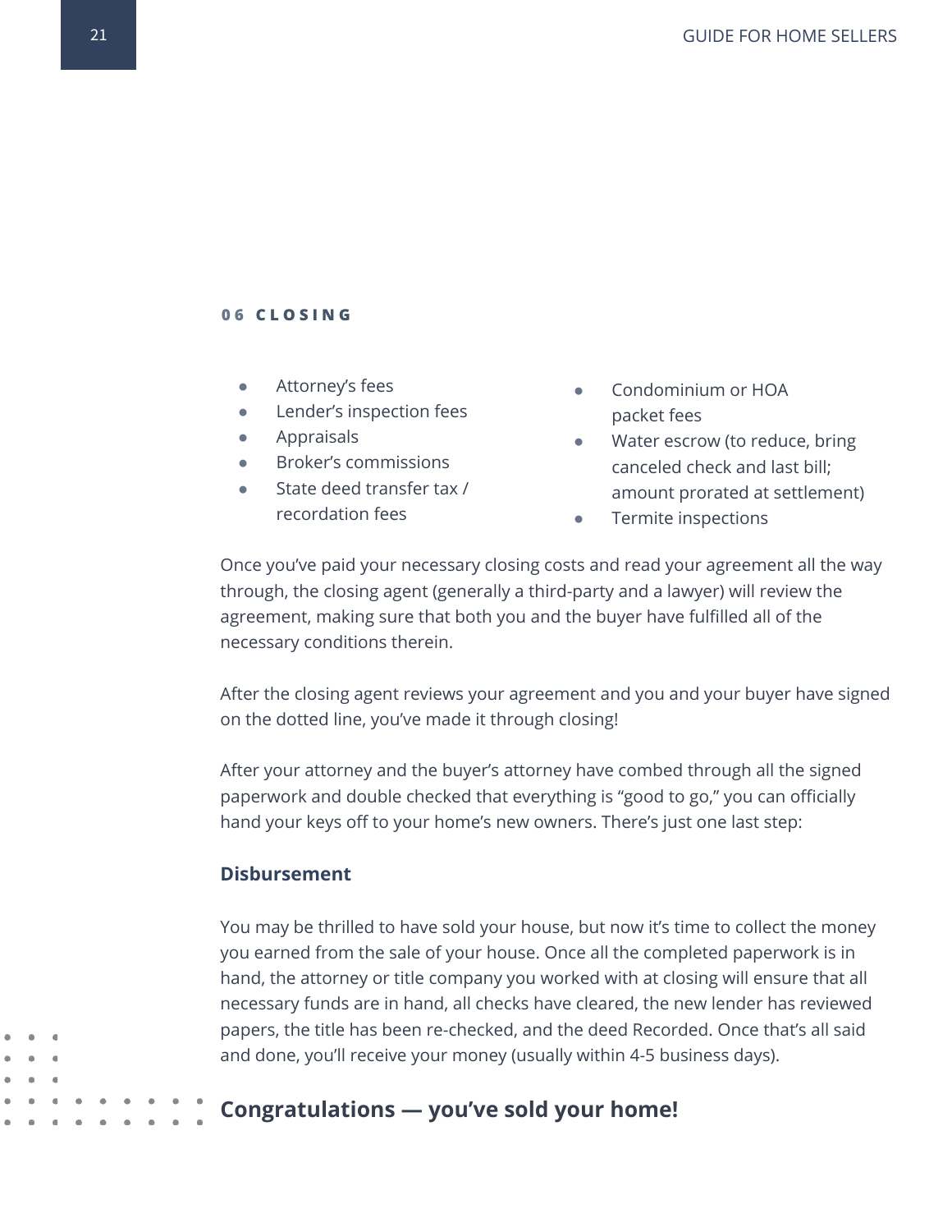## 06 CLOSING

- Attorney's fees
- Lender's inspection fees
- Appraisals
- Broker's commissions
- State deed transfer tax / recordation fees
- Condominium or HOA packet fees
- Water escrow (to reduce, bring canceled check and last bill; amount prorated at settlement)
- Termite inspections

Once you've paid your necessary closing costs and read your agreement all the way through, the closing agent (generally a third-party and a lawyer) will review the agreement, making sure that both you and the buyer have fulfilled all of the necessary conditions therein.

After the closing agent reviews your agreement and you and your buyer have signed on the dotted line, you've made it through closing!

After your attorney and the buyer's attorney have combed through all the signed paperwork and double checked that everything is "good to go," you can officially hand your keys off to your home's new owners. There's just one last step:

### Disbursement

You may be thrilled to have sold your house, but now it's time to collect the money you earned from the sale of your house. Once all the completed paperwork is in hand, the attorney or title company you worked with at closing will ensure that all necessary funds are in hand, all checks have cleared, the new lender has reviewed papers, the title has been re-checked, and the deed Recorded. Once that's all said and done, you'll receive your money (usually within 4-5 business days).

## Congratulations — you've sold your home!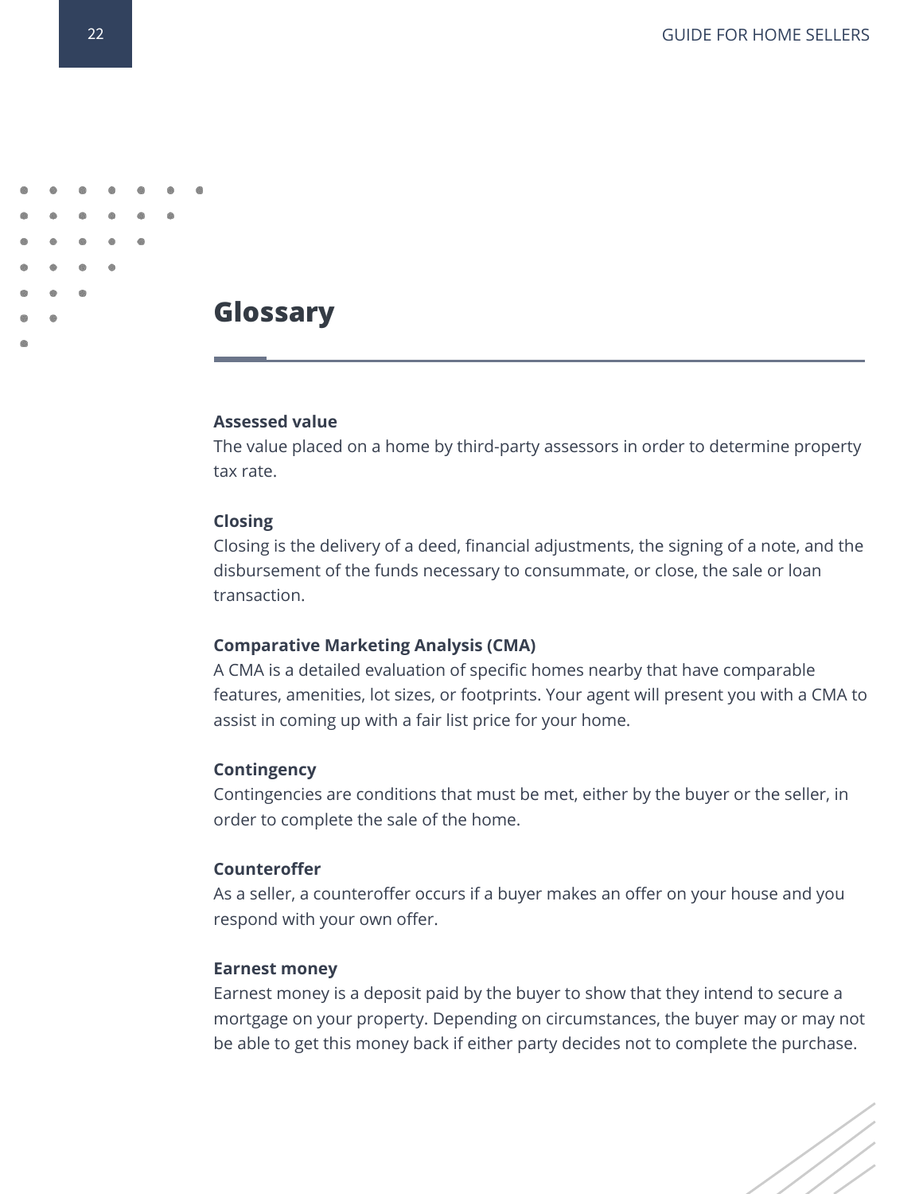# Glossary

**Assessed value**
The value placed on a home by third-party assessors in order to determine property tax rate.

**Closing**
Closing is the delivery of a deed, financial adjustments, the signing of a note, and the disbursement of the funds necessary to consummate, or close, the sale or loan transaction.

**Comparative Marketing Analysis (CMA)**
A CMA is a detailed evaluation of specific homes nearby that have comparable features, amenities, lot sizes, or footprints. Your agent will present you with a CMA to assist in coming up with a fair list price for your home.

**Contingency**
Contingencies are conditions that must be met, either by the buyer or the seller, in order to complete the sale of the home.

**Counteroffer**
As a seller, a counteroffer occurs if a buyer makes an offer on your house and you respond with your own offer.

**Earnest money**
Earnest money is a deposit paid by the buyer to show that they intend to secure a mortgage on your property. Depending on circumstances, the buyer may or may not be able to get this money back if either party decides not to complete the purchase.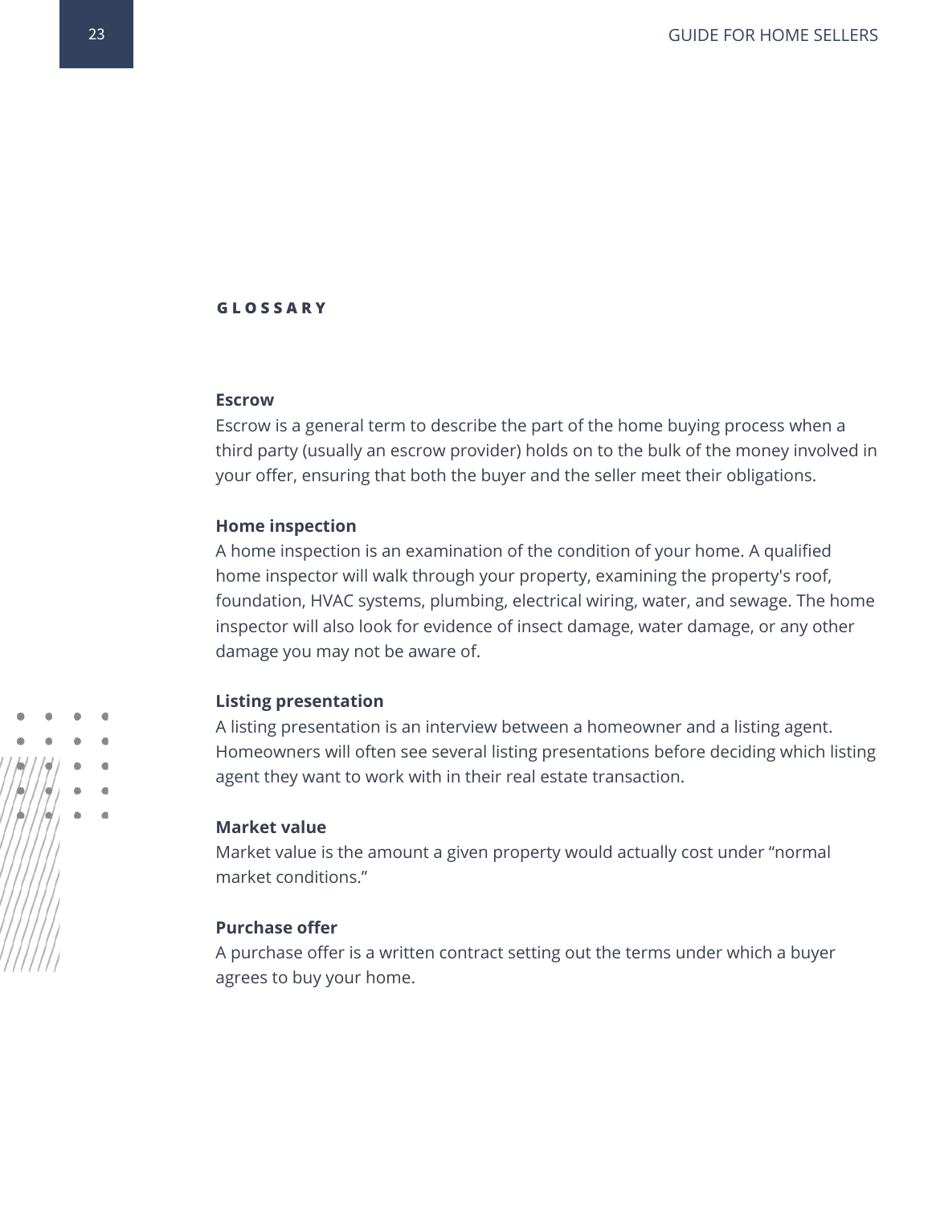## GLOSSARY

**Escrow**
Escrow is a general term to describe the part of the home buying process when a third party (usually an escrow provider) holds on to the bulk of the money involved in your offer, ensuring that both the buyer and the seller meet their obligations.

**Home inspection**
A home inspection is an examination of the condition of your home. A qualified home inspector will walk through your property, examining the property's roof, foundation, HVAC systems, plumbing, electrical wiring, water, and sewage. The home inspector will also look for evidence of insect damage, water damage, or any other damage you may not be aware of.

**Listing presentation**
A listing presentation is an interview between a homeowner and a listing agent. Homeowners will often see several listing presentations before deciding which listing agent they want to work with in their real estate transaction.

**Market value**
Market value is the amount a given property would actually cost under “normal market conditions.”

**Purchase offer**
A purchase offer is a written contract setting out the terms under which a buyer agrees to buy your home.